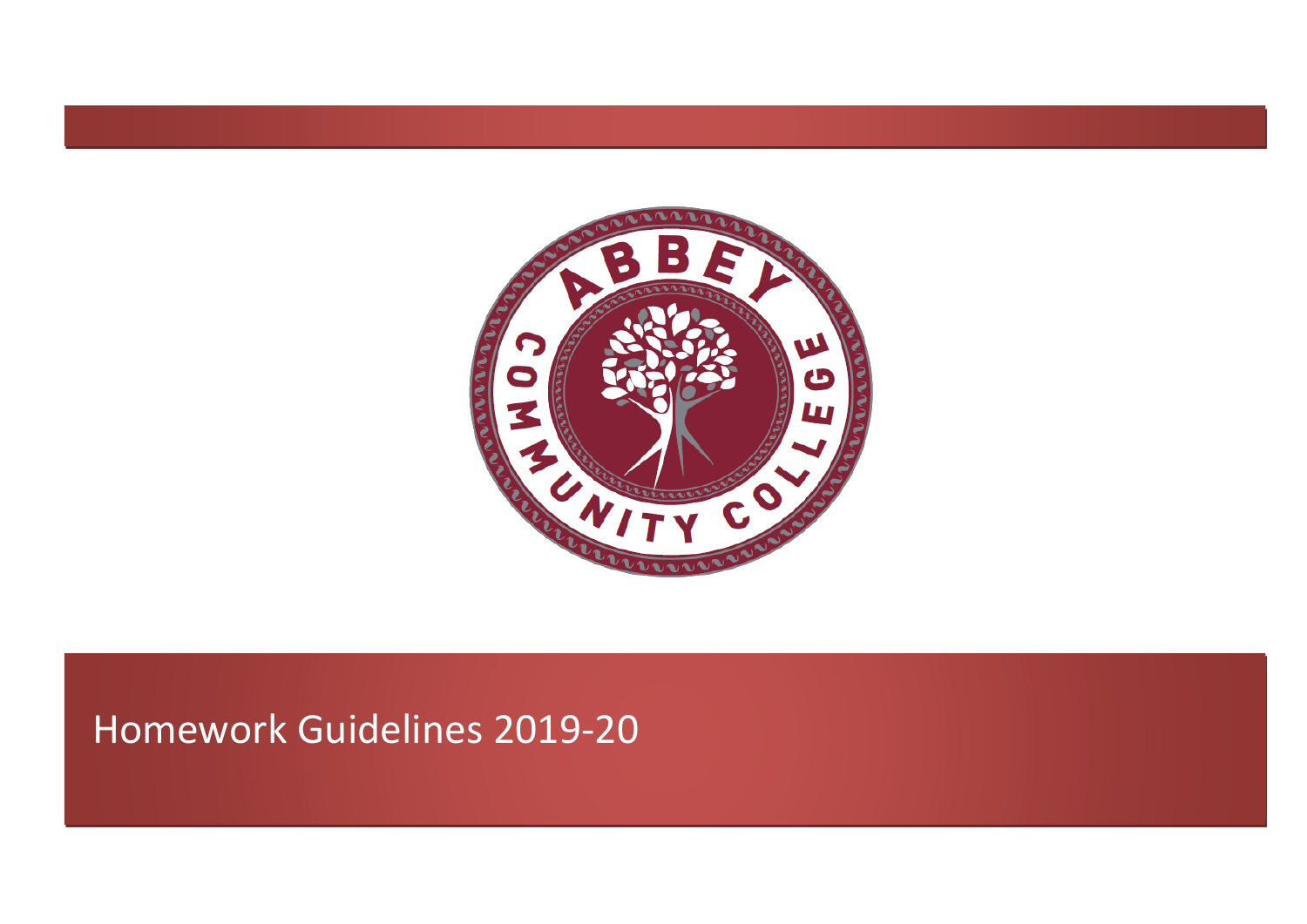# Homework Guidelines 2019-20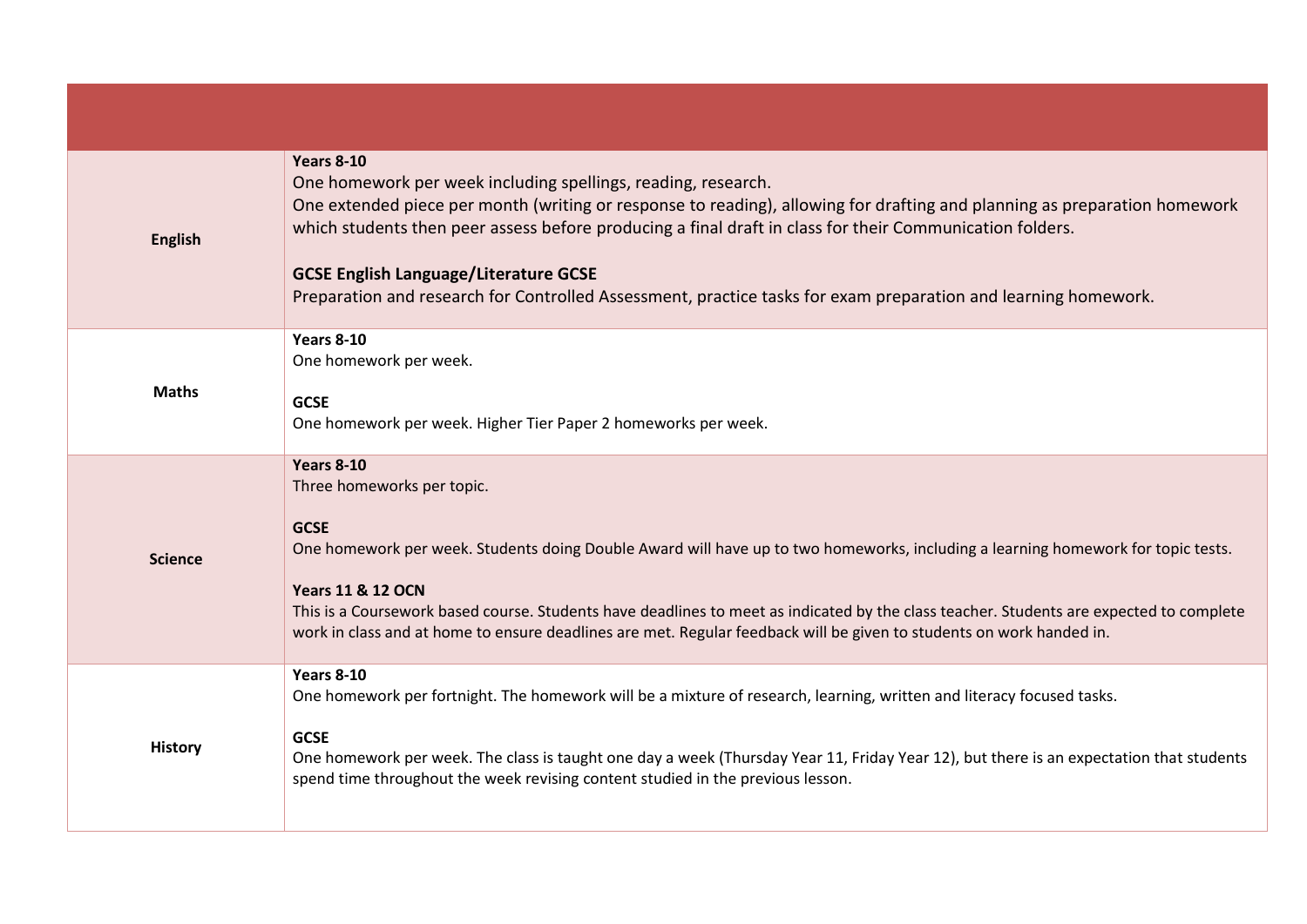| | |
|---|---|
| **English** | **Years 8-10**<br>One homework per week including spellings, reading, research.<br>One extended piece per month (writing or response to reading), allowing for drafting and planning as preparation homework which students then peer assess before producing a final draft in class for their Communication folders.<br><br>**GCSE English Language/Literature GCSE**<br>Preparation and research for Controlled Assessment, practice tasks for exam preparation and learning homework. |
| **Maths** | **Years 8-10**<br>One homework per week.<br><br>**GCSE**<br>One homework per week. Higher Tier Paper 2 homeworks per week. |
| **Science** | **Years 8-10**<br>Three homeworks per topic.<br><br>**GCSE**<br>One homework per week. Students doing Double Award will have up to two homeworks, including a learning homework for topic tests.<br><br>**Years 11 & 12 OCN**<br>This is a Coursework based course. Students have deadlines to meet as indicated by the class teacher. Students are expected to complete work in class and at home to ensure deadlines are met. Regular feedback will be given to students on work handed in. |
| **History** | **Years 8-10**<br>One homework per fortnight. The homework will be a mixture of research, learning, written and literacy focused tasks.<br><br>**GCSE**<br>One homework per week. The class is taught one day a week (Thursday Year 11, Friday Year 12), but there is an expectation that students spend time throughout the week revising content studied in the previous lesson. |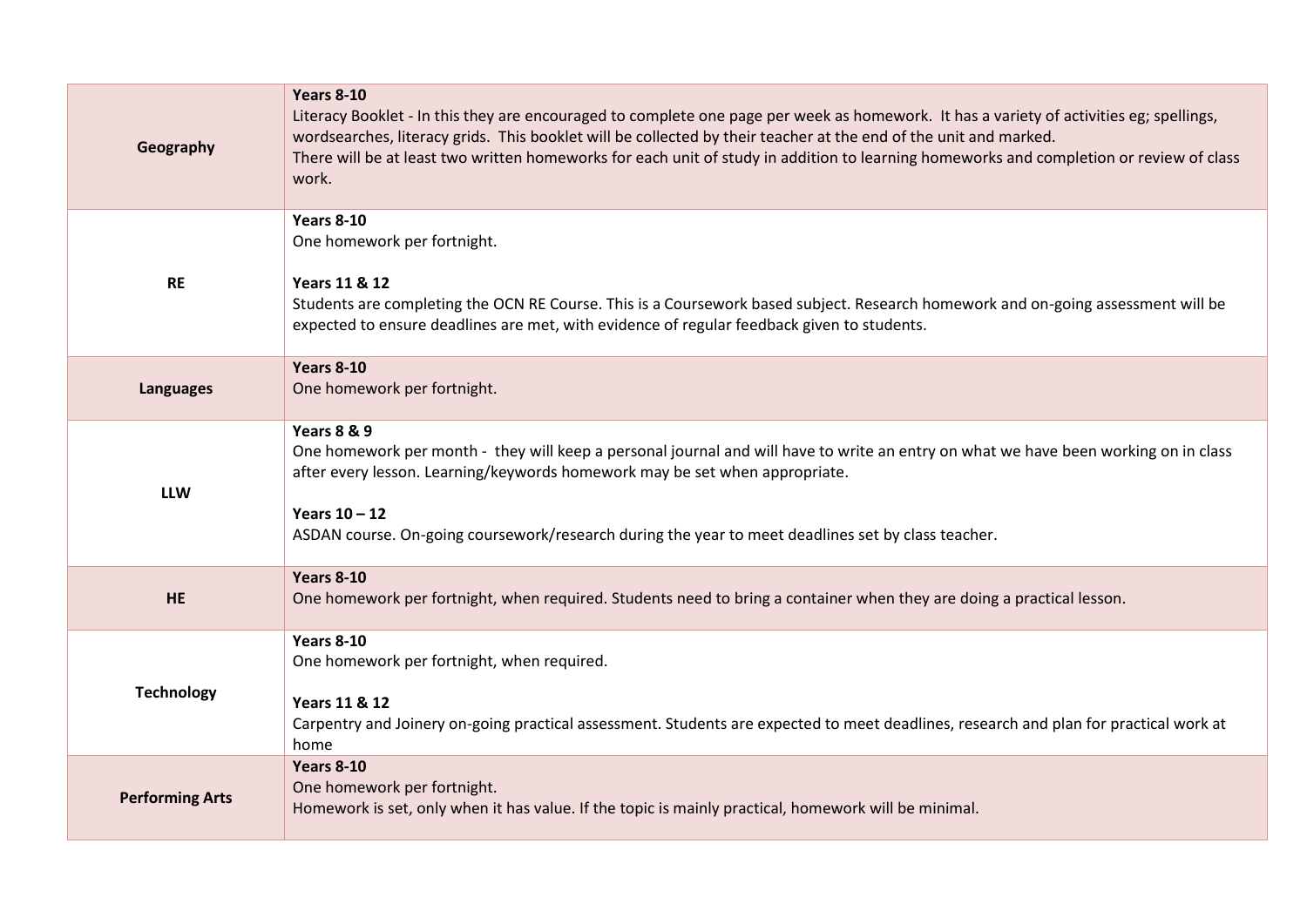| | |
|---|---|
| **Geography** | **Years 8-10**<br>Literacy Booklet - In this they are encouraged to complete one page per week as homework. It has a variety of activities eg; spellings, wordsearches, literacy grids. This booklet will be collected by their teacher at the end of the unit and marked.<br>There will be at least two written homeworks for each unit of study in addition to learning homeworks and completion or review of class work. |
| **RE** | **Years 8-10**<br>One homework per fortnight.<br><br>**Years 11 & 12**<br>Students are completing the OCN RE Course. This is a Coursework based subject. Research homework and on-going assessment will be expected to ensure deadlines are met, with evidence of regular feedback given to students. |
| **Languages** | **Years 8-10**<br>One homework per fortnight. |
| **LLW** | **Years 8 & 9**<br>One homework per month - they will keep a personal journal and will have to write an entry on what we have been working on in class after every lesson. Learning/keywords homework may be set when appropriate.<br><br>**Years 10 – 12**<br>ASDAN course. On-going coursework/research during the year to meet deadlines set by class teacher. |
| **HE** | **Years 8-10**<br>One homework per fortnight, when required. Students need to bring a container when they are doing a practical lesson. |
| **Technology** | **Years 8-10**<br>One homework per fortnight, when required.<br><br>**Years 11 & 12**<br>Carpentry and Joinery on-going practical assessment. Students are expected to meet deadlines, research and plan for practical work at home |
| **Performing Arts** | **Years 8-10**<br>One homework per fortnight.<br>Homework is set, only when it has value. If the topic is mainly practical, homework will be minimal. |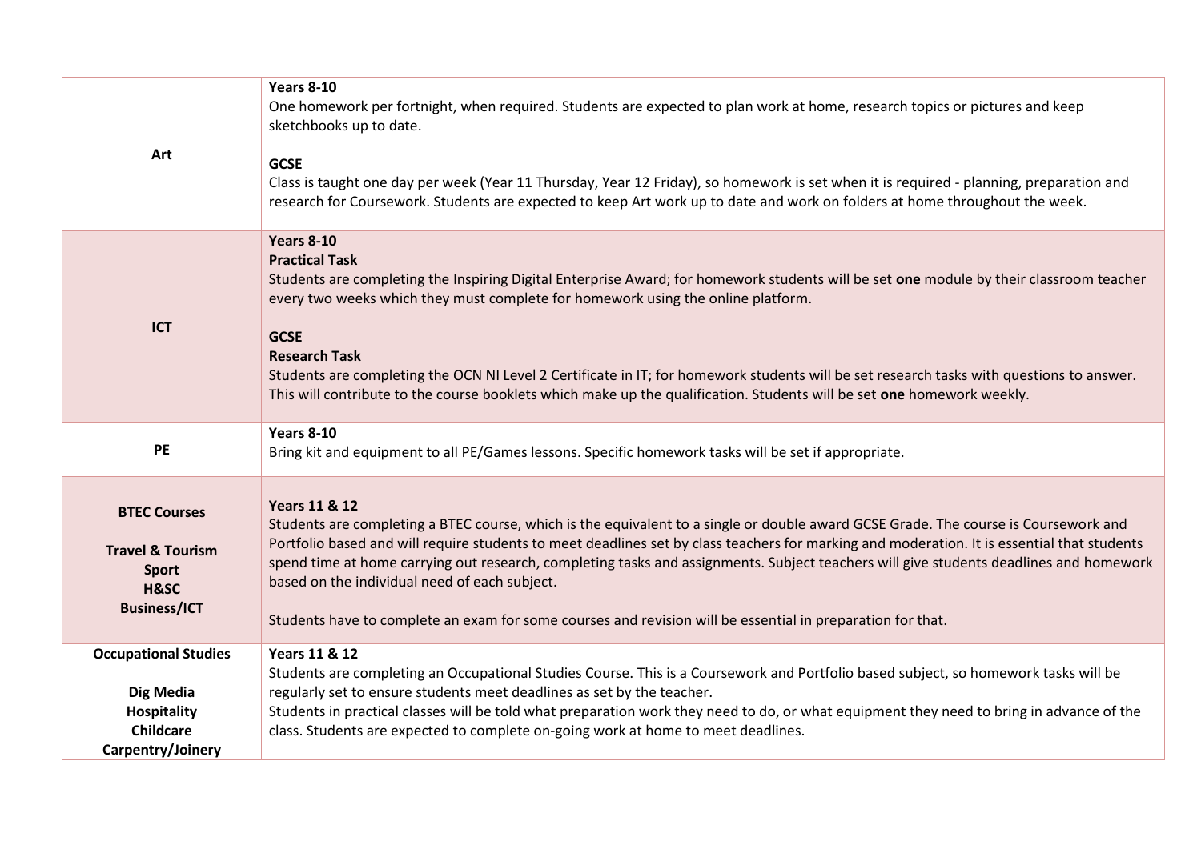| | |
|---|---|
| **Art** | **Years 8-10**<br>One homework per fortnight, when required. Students are expected to plan work at home, research topics or pictures and keep sketchbooks up to date.<br><br>**GCSE**<br>Class is taught one day per week (Year 11 Thursday, Year 12 Friday), so homework is set when it is required - planning, preparation and research for Coursework. Students are expected to keep Art work up to date and work on folders at home throughout the week. |
| **ICT** | **Years 8-10**<br>**Practical Task**<br>Students are completing the Inspiring Digital Enterprise Award; for homework students will be set **one** module by their classroom teacher every two weeks which they must complete for homework using the online platform.<br><br>**GCSE**<br>**Research Task**<br>Students are completing the OCN NI Level 2 Certificate in IT; for homework students will be set research tasks with questions to answer. This will contribute to the course booklets which make up the qualification. Students will be set **one** homework weekly. |
| **PE** | **Years 8-10**<br>Bring kit and equipment to all PE/Games lessons. Specific homework tasks will be set if appropriate. |
| **BTEC Courses**<br><br>**Travel & Tourism**<br>**Sport**<br>**H&SC**<br>**Business/ICT** | **Years 11 & 12**<br>Students are completing a BTEC course, which is the equivalent to a single or double award GCSE Grade. The course is Coursework and Portfolio based and will require students to meet deadlines set by class teachers for marking and moderation. It is essential that students spend time at home carrying out research, completing tasks and assignments. Subject teachers will give students deadlines and homework based on the individual need of each subject.<br><br>Students have to complete an exam for some courses and revision will be essential in preparation for that. |
| **Occupational Studies**<br><br>**Dig Media**<br>**Hospitality**<br>**Childcare**<br>**Carpentry/Joinery** | **Years 11 & 12**<br>Students are completing an Occupational Studies Course. This is a Coursework and Portfolio based subject, so homework tasks will be regularly set to ensure students meet deadlines as set by the teacher.<br>Students in practical classes will be told what preparation work they need to do, or what equipment they need to bring in advance of the class. Students are expected to complete on-going work at home to meet deadlines. |